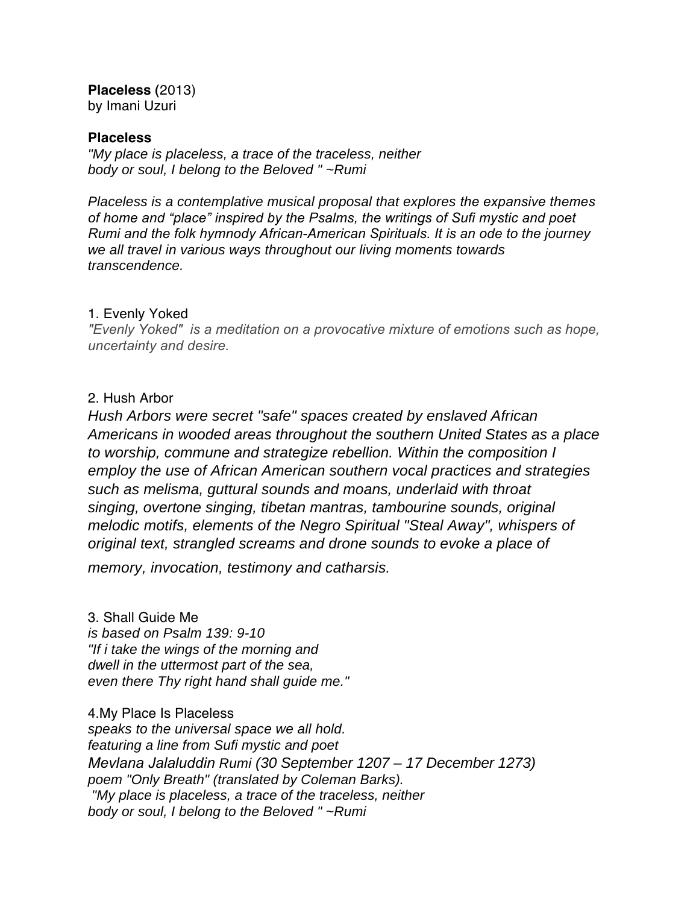**Placeless (**2013)
by Imani Uzuri

**Placeless**

*"My place is placeless, a trace of the traceless, neither body or soul, I belong to the Beloved " ~Rumi*

*Placeless is a contemplative musical proposal that explores the expansive themes of home and "place" inspired by the Psalms, the writings of Sufi mystic and poet Rumi and the folk hymnody African-American Spirituals. It is an ode to the journey we all travel in various ways throughout our living moments towards transcendence.*

1. Evenly Yoked

*"Evenly Yoked" is a meditation on a provocative mixture of emotions such as hope, uncertainty and desire.*

2. Hush Arbor

*Hush Arbors were secret "safe" spaces created by enslaved African Americans in wooded areas throughout the southern United States as a place to worship, commune and strategize rebellion. Within the composition I employ the use of African American southern vocal practices and strategies such as melisma, guttural sounds and moans, underlaid with throat singing, overtone singing, tibetan mantras, tambourine sounds, original melodic motifs, elements of the Negro Spiritual "Steal Away", whispers of original text, strangled screams and drone sounds to evoke a place of memory, invocation, testimony and catharsis.*

3. Shall Guide Me

*is based on Psalm 139: 9-10*
*"If i take the wings of the morning and*
*dwell in the uttermost part of the sea,*
*even there Thy right hand shall guide me."*

4.My Place Is Placeless

*speaks to the universal space we all hold.*
*featuring a line from Sufi mystic and poet*
*Mevlana Jalaluddin Rumi (30 September 1207 – 17 December 1273)*
*poem "Only Breath" (translated by Coleman Barks).*
*"My place is placeless, a trace of the traceless, neither*
*body or soul, I belong to the Beloved " ~Rumi*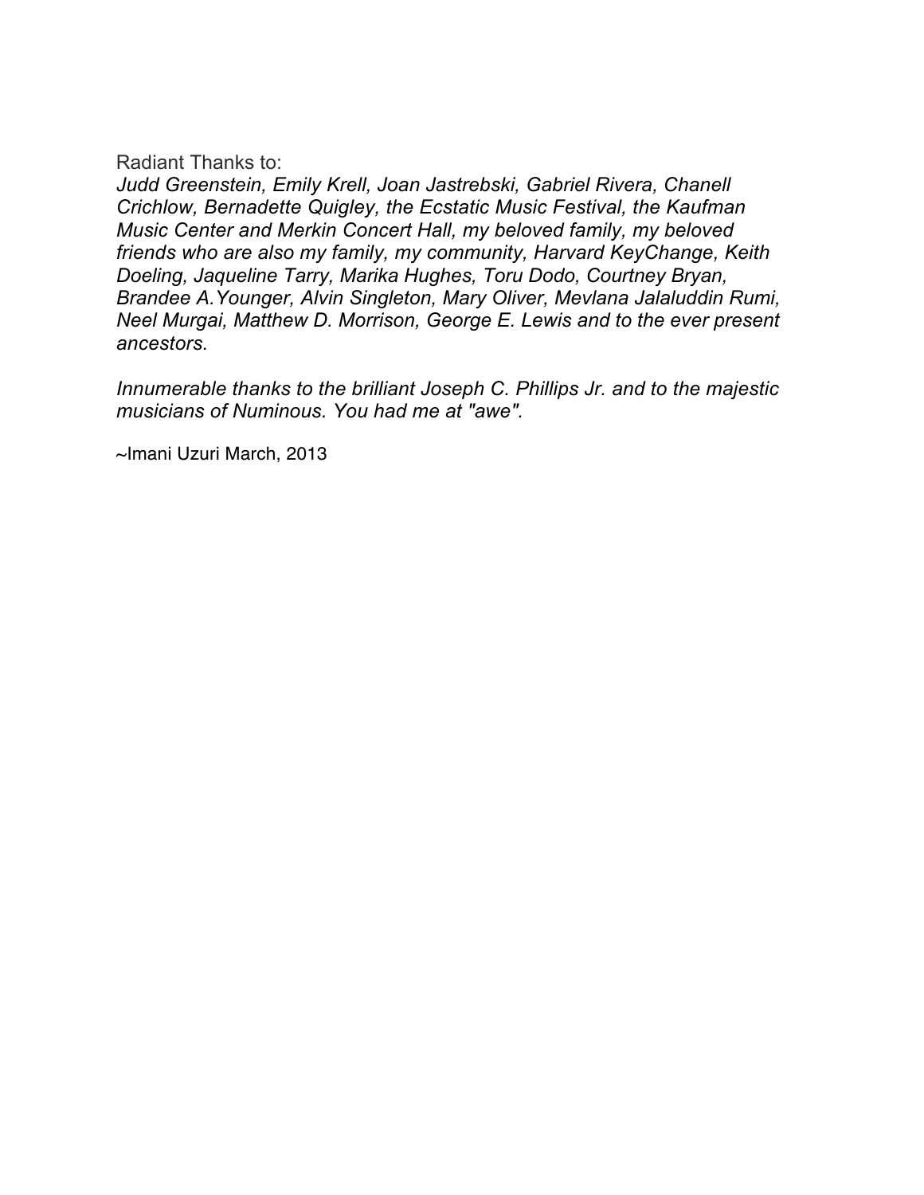Radiant Thanks to:

*Judd Greenstein, Emily Krell, Joan Jastrebski, Gabriel Rivera, Chanell Crichlow, Bernadette Quigley, the Ecstatic Music Festival, the Kaufman Music Center and Merkin Concert Hall, my beloved family, my beloved friends who are also my family, my community, Harvard KeyChange, Keith Doeling, Jaqueline Tarry, Marika Hughes, Toru Dodo, Courtney Bryan, Brandee A.Younger, Alvin Singleton, Mary Oliver, Mevlana Jalaluddin Rumi, Neel Murgai, Matthew D. Morrison, George E. Lewis and to the ever present ancestors.*

*Innumerable thanks to the brilliant Joseph C. Phillips Jr. and to the majestic musicians of Numinous. You had me at "awe".*

~Imani Uzuri March, 2013